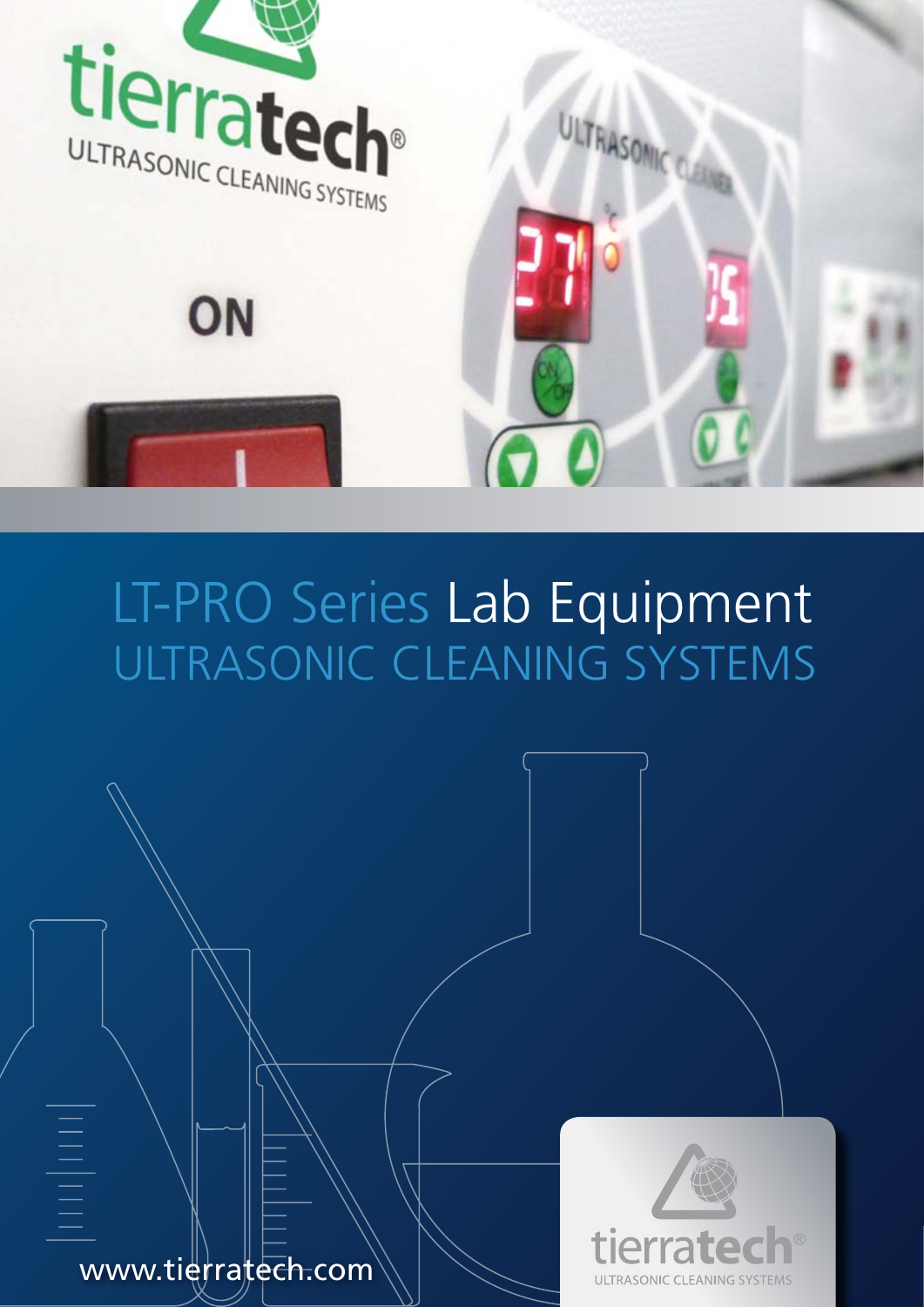# LT-PRO Series Lab Equipment

## ULTRASONIC CLEANING SYSTEMS

www.tierratech.com

tierratech®
ULTRASONIC CLEANING SYSTEMS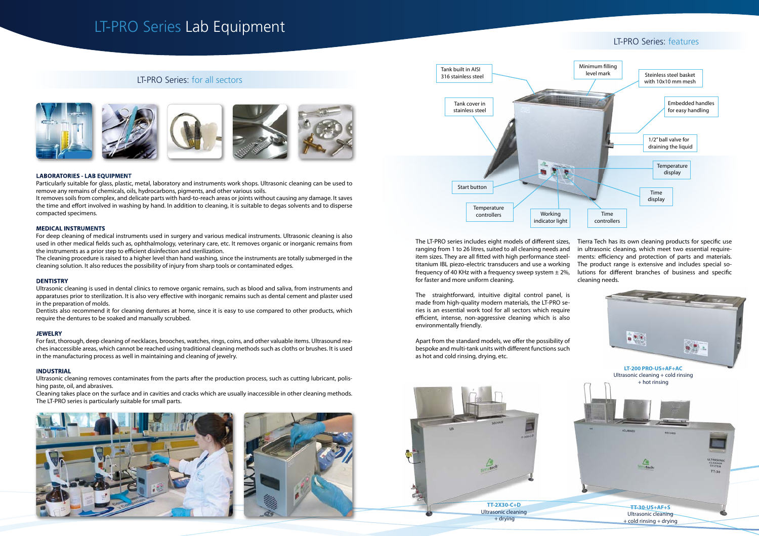# LT-PRO Series Lab Equipment

## LT-PRO Series: for all sectors

**LABORATORIES - LAB EQUIPMENT**

Particularly suitable for glass, plastic, metal, laboratory and instruments work shops. Ultrasonic cleaning can be used to remove any remains of chemicals, oils, hydrocarbons, pigments, and other various soils.

It removes soils from complex, and delicate parts with hard-to-reach areas or joints without causing any damage. It saves the time and effort involved in washing by hand. In addition to cleaning, it is suitable to degas solvents and to disperse compacted specimens.

**MEDICAL INSTRUMENTS**

For deep cleaning of medical instruments used in surgery and various medical instruments. Ultrasonic cleaning is also used in other medical fields such as, ophthalmology, veterinary care, etc. It removes organic or inorganic remains from the instruments as a prior step to efficient disinfection and sterilization.

The cleaning procedure is raised to a higher level than hand washing, since the instruments are totally submerged in the cleaning solution. It also reduces the possibility of injury from sharp tools or contaminated edges.

**DENTISTRY**

Ultrasonic cleaning is used in dental clinics to remove organic remains, such as blood and saliva, from instruments and apparatuses prior to sterilization. It is also very effective with inorganic remains such as dental cement and plaster used in the preparation of molds.

Dentists also recommend it for cleaning dentures at home, since it is easy to use compared to other products, which require the dentures to be soaked and manually scrubbed.

**JEWELRY**

For fast, thorough, deep cleaning of necklaces, brooches, watches, rings, coins, and other valuable items. Ultrasound reaches inaccessible areas, which cannot be reached using traditional cleaning methods such as cloths or brushes. It is used in the manufacturing process as well in maintaining and cleaning of jewelry.

**INDUSTRIAL**

Ultrasonic cleaning removes contaminates from the parts after the production process, such as cutting lubricant, polishing paste, oil, and abrasives.

Cleaning takes place on the surface and in cavities and cracks which are usually inaccessible in other cleaning methods. The LT-PRO series is particularly suitable for small parts.

## LT-PRO Series: features

- Tank built in AISI 316 stainless steel
- Minimum filling level mark
- Steinless steel basket with 10x10 mm mesh
- Tank cover in stainless steel
- Embedded handles for easy handling
- 1/2" ball valve for draining the liquid
- Temperature display
- Time display
- Start button
- Temperature controllers
- Working indicator light
- Time controllers

The LT-PRO series includes eight models of different sizes, ranging from 1 to 26 litres, suited to all cleaning needs and item sizes. They are all fitted with high performance steel-titanium IBL piezo-electric transducers and use a working frequency of 40 KHz with a frequency sweep system ± 2%, for faster and more uniform cleaning.

The straightforward, intuitive digital control panel, is made from high-quality modern materials, the LT-PRO series is an essential work tool for all sectors which require efficient, intense, non-aggressive cleaning which is also environmentally friendly.

Apart from the standard models, we offer the possibility of bespoke and multi-tank units with different functions such as hot and cold rinsing, drying, etc.

Tierra Tech has its own cleaning products for specific use in ultrasonic cleaning, which meet two essential requirements: efficiency and protection of parts and materials. The product range is extensive and includes special solutions for different branches of business and specific cleaning needs.

**LT-200 PRO-US+AF+AC**
Ultrasonic cleaning + cold rinsing + hot rinsing

**TT-2X30-C+D**
Ultrasonic cleaning + drying

**TT-30-US+AF+S**
Ultrasonic cleaning + cold rinsing + drying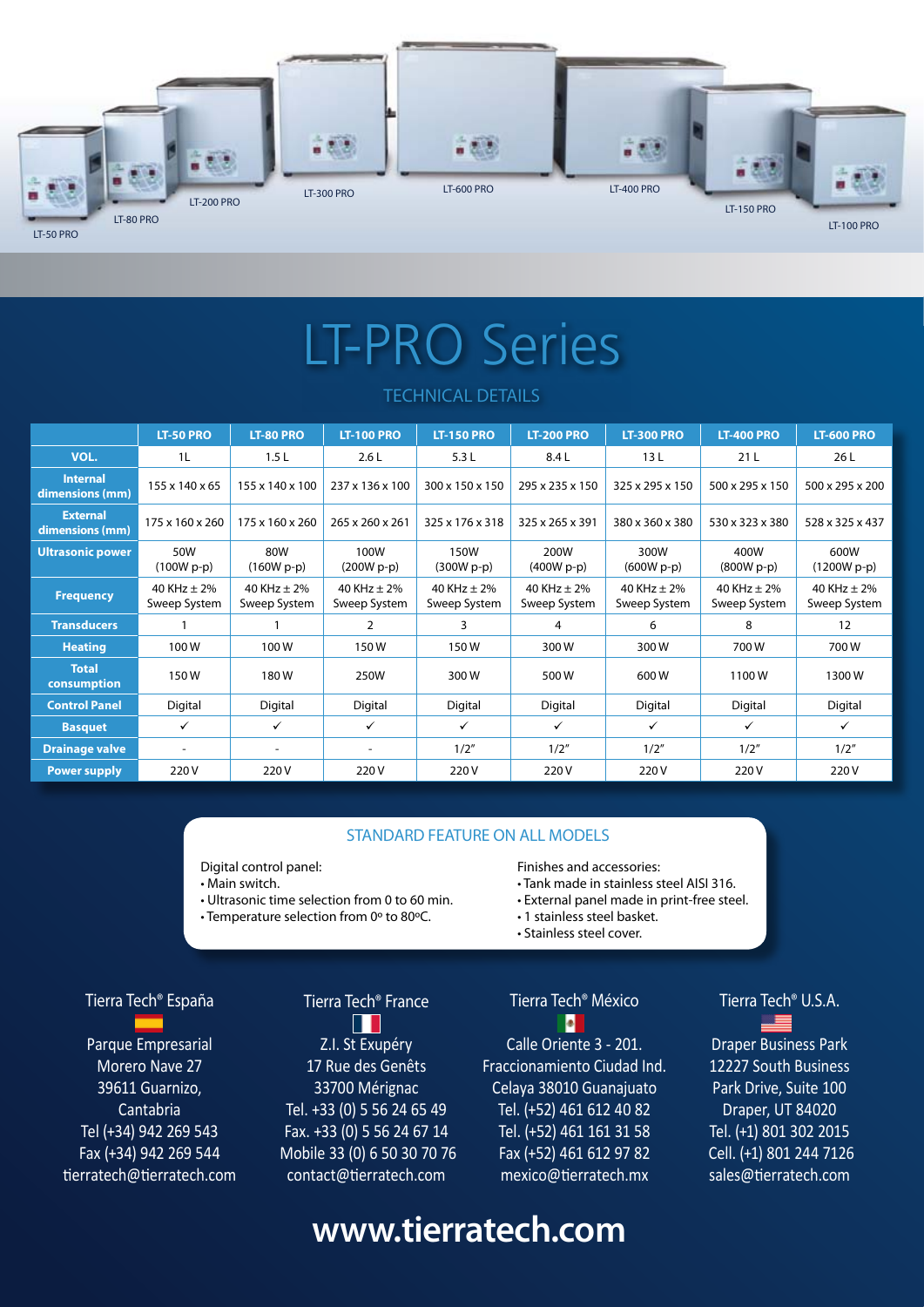LT-50 PRO  LT-80 PRO  LT-200 PRO  LT-300 PRO  LT-600 PRO  LT-400 PRO  LT-150 PRO  LT-100 PRO

# LT-PRO Series

## TECHNICAL DETAILS

| | LT-50 PRO | LT-80 PRO | LT-100 PRO | LT-150 PRO | LT-200 PRO | LT-300 PRO | LT-400 PRO | LT-600 PRO |
|---|---|---|---|---|---|---|---|---|
| **VOL.** | 1L | 1.5 L | 2.6 L | 5.3 L | 8.4 L | 13 L | 21 L | 26 L |
| **Internal dimensions (mm)** | 155 x 140 x 65 | 155 x 140 x 100 | 237 x 136 x 100 | 300 x 150 x 150 | 295 x 235 x 150 | 325 x 295 x 150 | 500 x 295 x 150 | 500 x 295 x 200 |
| **External dimensions (mm)** | 175 x 160 x 260 | 175 x 160 x 260 | 265 x 260 x 261 | 325 x 176 x 318 | 325 x 265 x 391 | 380 x 360 x 380 | 530 x 323 x 380 | 528 x 325 x 437 |
| **Ultrasonic power** | 50W (100W p-p) | 80W (160W p-p) | 100W (200W p-p) | 150W (300W p-p) | 200W (400W p-p) | 300W (600W p-p) | 400W (800W p-p) | 600W (1200W p-p) |
| **Frequency** | 40 KHz ± 2% Sweep System | 40 KHz ± 2% Sweep System | 40 KHz ± 2% Sweep System | 40 KHz ± 2% Sweep System | 40 KHz ± 2% Sweep System | 40 KHz ± 2% Sweep System | 40 KHz ± 2% Sweep System | 40 KHz ± 2% Sweep System |
| **Transducers** | 1 | 1 | 2 | 3 | 4 | 6 | 8 | 12 |
| **Heating** | 100 W | 100 W | 150 W | 150 W | 300 W | 300 W | 700 W | 700 W |
| **Total consumption** | 150 W | 180 W | 250W | 300 W | 500 W | 600 W | 1100 W | 1300 W |
| **Control Panel** | Digital | Digital | Digital | Digital | Digital | Digital | Digital | Digital |
| **Basquet** | ✓ | ✓ | ✓ | ✓ | ✓ | ✓ | ✓ | ✓ |
| **Drainage valve** | - | - | - | 1/2" | 1/2" | 1/2" | 1/2" | 1/2" |
| **Power supply** | 220 V | 220 V | 220 V | 220 V | 220 V | 220 V | 220 V | 220 V |

### STANDARD FEATURE ON ALL MODELS

Digital control panel:
- Main switch.
- Ultrasonic time selection from 0 to 60 min.
- Temperature selection from 0º to 80ºC.

Finishes and accessories:
- Tank made in stainless steel AISI 316.
- External panel made in print-free steel.
- 1 stainless steel basket.
- Stainless steel cover.

**Tierra Tech® España**
Parque Empresarial
Morero Nave 27
39611 Guarnizo,
Cantabria
Tel (+34) 942 269 543
Fax (+34) 942 269 544
tierratech@tierratech.com

**Tierra Tech® France**
Z.I. St Exupéry
17 Rue des Genêts
33700 Mérignac
Tel. +33 (0) 5 56 24 65 49
Fax. +33 (0) 5 56 24 67 14
Mobile 33 (0) 6 50 30 70 76
contact@tierratech.com

**Tierra Tech® México**
Calle Oriente 3 - 201.
Fraccionamiento Ciudad Ind.
Celaya 38010 Guanajuato
Tel. (+52) 461 612 40 82
Tel. (+52) 461 161 31 58
Fax (+52) 461 612 97 82
mexico@tierratech.mx

**Tierra Tech® U.S.A.**
Draper Business Park
12227 South Business
Park Drive, Suite 100
Draper, UT 84020
Tel. (+1) 801 302 2015
Cell. (+1) 801 244 7126
sales@tierratech.com

**www.tierratech.com**